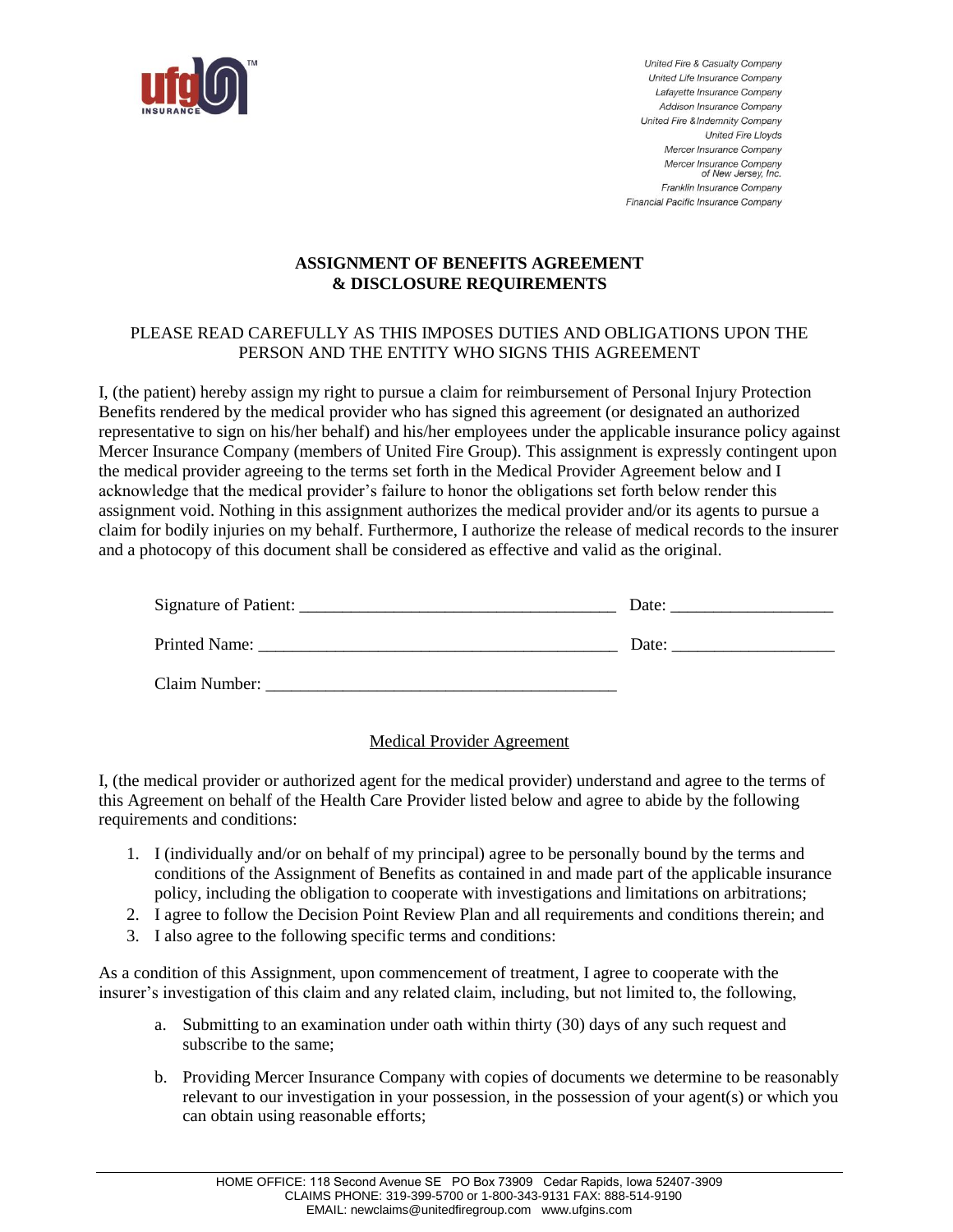United Fire & Casualty Company
United Life Insurance Company
Lafayette Insurance Company
Addison Insurance Company
United Fire & Indemnity Company
United Fire Lloyds
Mercer Insurance Company
Mercer Insurance Company of New Jersey, Inc.
Franklin Insurance Company
Financial Pacific Insurance Company

# ASSIGNMENT OF BENEFITS AGREEMENT & DISCLOSURE REQUIREMENTS

PLEASE READ CAREFULLY AS THIS IMPOSES DUTIES AND OBLIGATIONS UPON THE PERSON AND THE ENTITY WHO SIGNS THIS AGREEMENT

I, (the patient) hereby assign my right to pursue a claim for reimbursement of Personal Injury Protection Benefits rendered by the medical provider who has signed this agreement (or designated an authorized representative to sign on his/her behalf) and his/her employees under the applicable insurance policy against Mercer Insurance Company (members of United Fire Group). This assignment is expressly contingent upon the medical provider agreeing to the terms set forth in the Medical Provider Agreement below and I acknowledge that the medical provider's failure to honor the obligations set forth below render this assignment void. Nothing in this assignment authorizes the medical provider and/or its agents to pursue a claim for bodily injuries on my behalf. Furthermore, I authorize the release of medical records to the insurer and a photocopy of this document shall be considered as effective and valid as the original.

Signature of Patient: ____________________________________ Date: ____________________

Printed Name: __________________________________________ Date: ____________________

Claim Number: __________________________________________

## Medical Provider Agreement

I, (the medical provider or authorized agent for the medical provider) understand and agree to the terms of this Agreement on behalf of the Health Care Provider listed below and agree to abide by the following requirements and conditions:

1. I (individually and/or on behalf of my principal) agree to be personally bound by the terms and conditions of the Assignment of Benefits as contained in and made part of the applicable insurance policy, including the obligation to cooperate with investigations and limitations on arbitrations;
2. I agree to follow the Decision Point Review Plan and all requirements and conditions therein; and
3. I also agree to the following specific terms and conditions:

As a condition of this Assignment, upon commencement of treatment, I agree to cooperate with the insurer's investigation of this claim and any related claim, including, but not limited to, the following,

a. Submitting to an examination under oath within thirty (30) days of any such request and subscribe to the same;

b. Providing Mercer Insurance Company with copies of documents we determine to be reasonably relevant to our investigation in your possession, in the possession of your agent(s) or which you can obtain using reasonable efforts;

HOME OFFICE: 118 Second Avenue SE PO Box 73909 Cedar Rapids, Iowa 52407-3909
CLAIMS PHONE: 319-399-5700 or 1-800-343-9131 FAX: 888-514-9190
EMAIL: newclaims@unitedfiregroup.com www.ufgins.com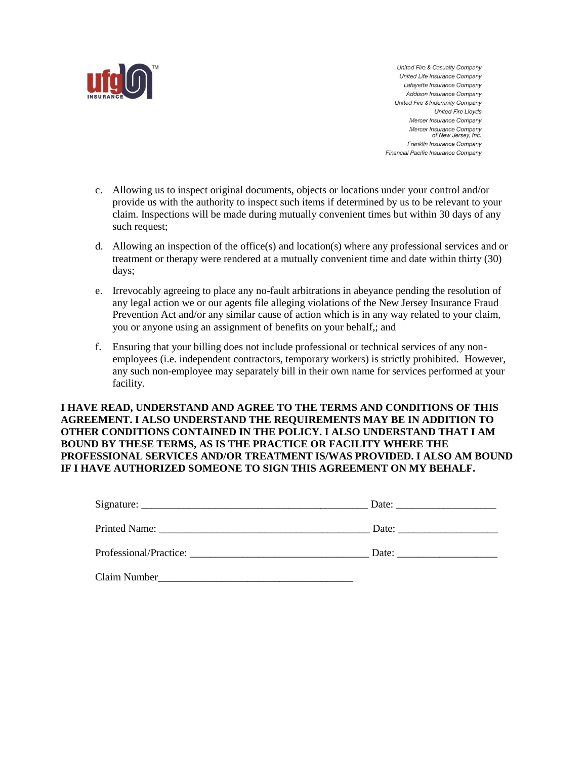United Fire & Casualty Company
United Life Insurance Company
Lafayette Insurance Company
Addison Insurance Company
United Fire & Indemnity Company
United Fire Lloyds
Mercer Insurance Company
Mercer Insurance Company of New Jersey, Inc.
Franklin Insurance Company
Financial Pacific Insurance Company

c. Allowing us to inspect original documents, objects or locations under your control and/or provide us with the authority to inspect such items if determined by us to be relevant to your claim. Inspections will be made during mutually convenient times but within 30 days of any such request;

d. Allowing an inspection of the office(s) and location(s) where any professional services and or treatment or therapy were rendered at a mutually convenient time and date within thirty (30) days;

e. Irrevocably agreeing to place any no-fault arbitrations in abeyance pending the resolution of any legal action we or our agents file alleging violations of the New Jersey Insurance Fraud Prevention Act and/or any similar cause of action which is in any way related to your claim, you or anyone using an assignment of benefits on your behalf,; and

f. Ensuring that your billing does not include professional or technical services of any non-employees (i.e. independent contractors, temporary workers) is strictly prohibited. However, any such non-employee may separately bill in their own name for services performed at your facility.

**I HAVE READ, UNDERSTAND AND AGREE TO THE TERMS AND CONDITIONS OF THIS AGREEMENT. I ALSO UNDERSTAND THE REQUIREMENTS MAY BE IN ADDITION TO OTHER CONDITIONS CONTAINED IN THE POLICY. I ALSO UNDERSTAND THAT I AM BOUND BY THESE TERMS, AS IS THE PRACTICE OR FACILITY WHERE THE PROFESSIONAL SERVICES AND/OR TREATMENT IS/WAS PROVIDED. I ALSO AM BOUND IF I HAVE AUTHORIZED SOMEONE TO SIGN THIS AGREEMENT ON MY BEHALF.**

Signature: ___________________________________________ Date: ___________________

Printed Name: _______________________________________ Date: ___________________

Professional/Practice: _________________________________ Date: ___________________

Claim Number_____________________________________